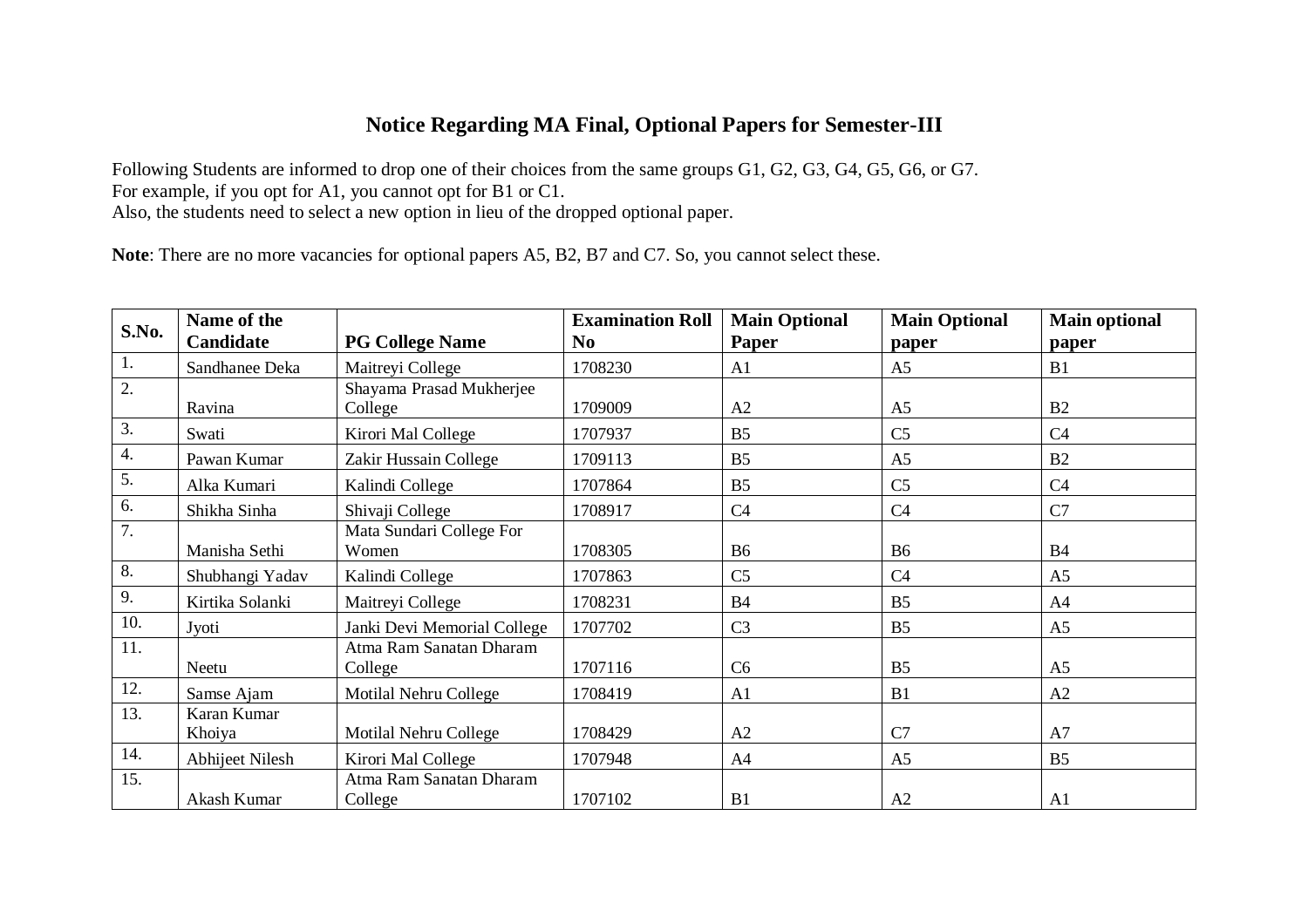# Notice Regarding MA Final, Optional Papers for Semester-III

Following Students are informed to drop one of their choices from the same groups G1, G2, G3, G4, G5, G6, or G7.
For example, if you opt for A1, you cannot opt for B1 or C1.
Also, the students need to select a new option in lieu of the dropped optional paper.

**Note**: There are no more vacancies for optional papers A5, B2, B7 and C7. So, you cannot select these.

| S.No. | Name of the Candidate | PG College Name | Examination Roll No | Main Optional Paper | Main Optional paper | Main optional paper |
|---|---|---|---|---|---|---|
| 1. | Sandhanee Deka | Maitreyi College | 1708230 | A1 | A5 | B1 |
| 2. | Ravina | Shayama Prasad Mukherjee College | 1709009 | A2 | A5 | B2 |
| 3. | Swati | Kirori Mal College | 1707937 | B5 | C5 | C4 |
| 4. | Pawan Kumar | Zakir Hussain College | 1709113 | B5 | A5 | B2 |
| 5. | Alka Kumari | Kalindi College | 1707864 | B5 | C5 | C4 |
| 6. | Shikha Sinha | Shivaji College | 1708917 | C4 | C4 | C7 |
| 7. | Manisha Sethi | Mata Sundari College For Women | 1708305 | B6 | B6 | B4 |
| 8. | Shubhangi Yadav | Kalindi College | 1707863 | C5 | C4 | A5 |
| 9. | Kirtika Solanki | Maitreyi College | 1708231 | B4 | B5 | A4 |
| 10. | Jyoti | Janki Devi Memorial College | 1707702 | C3 | B5 | A5 |
| 11. | Neetu | Atma Ram Sanatan Dharam College | 1707116 | C6 | B5 | A5 |
| 12. | Samse Ajam | Motilal Nehru College | 1708419 | A1 | B1 | A2 |
| 13. | Karan Kumar Khoiya | Motilal Nehru College | 1708429 | A2 | C7 | A7 |
| 14. | Abhijeet Nilesh | Kirori Mal College | 1707948 | A4 | A5 | B5 |
| 15. | Akash Kumar | Atma Ram Sanatan Dharam College | 1707102 | B1 | A2 | A1 |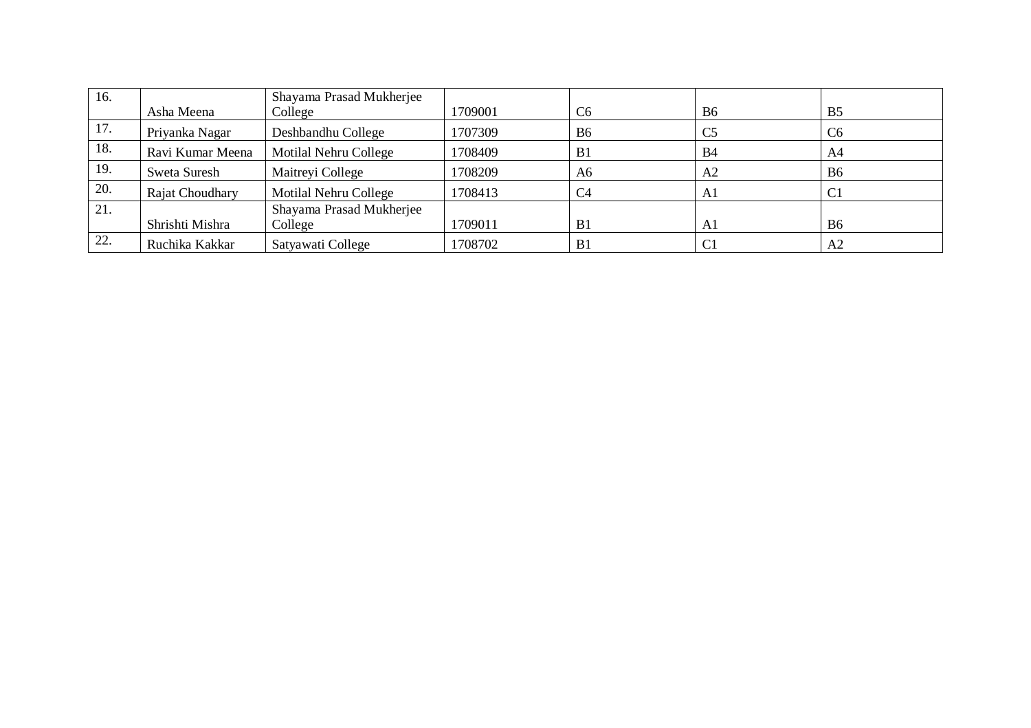| | | | | | | |
|---|---|---|---|---|---|---|
| 16. | Asha Meena | Shayama Prasad Mukherjee College | 1709001 | C6 | B6 | B5 |
| 17. | Priyanka Nagar | Deshbandhu College | 1707309 | B6 | C5 | C6 |
| 18. | Ravi Kumar Meena | Motilal Nehru College | 1708409 | B1 | B4 | A4 |
| 19. | Sweta Suresh | Maitreyi College | 1708209 | A6 | A2 | B6 |
| 20. | Rajat Choudhary | Motilal Nehru College | 1708413 | C4 | A1 | C1 |
| 21. | Shrishti Mishra | Shayama Prasad Mukherjee College | 1709011 | B1 | A1 | B6 |
| 22. | Ruchika Kakkar | Satyawati College | 1708702 | B1 | C1 | A2 |